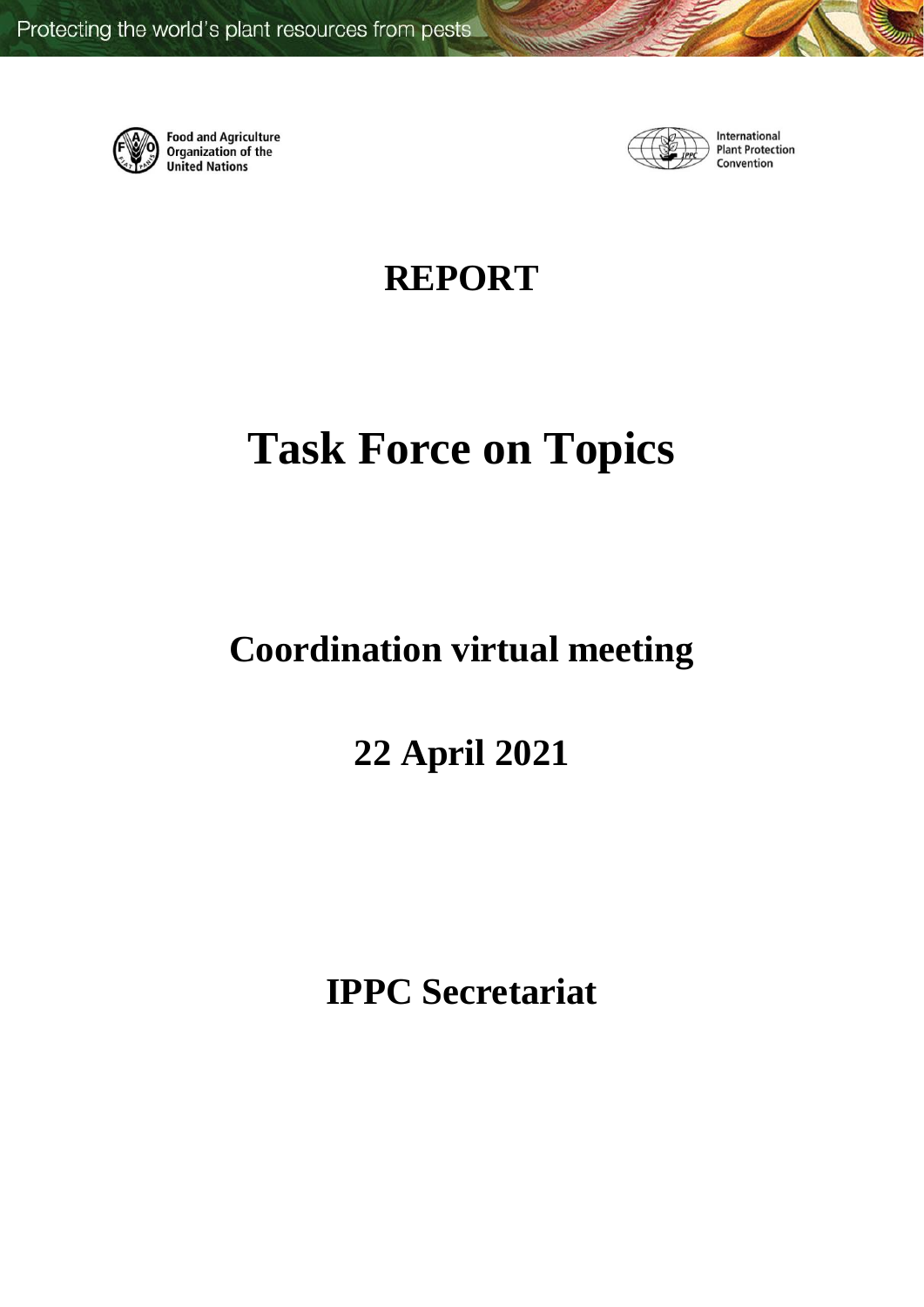Protecting the world's plant resources from pests

Food and Agriculture Organization of the United Nations

International Plant Protection Convention

# REPORT

# Task Force on Topics

## Coordination virtual meeting

## 22 April 2021

## IPPC Secretariat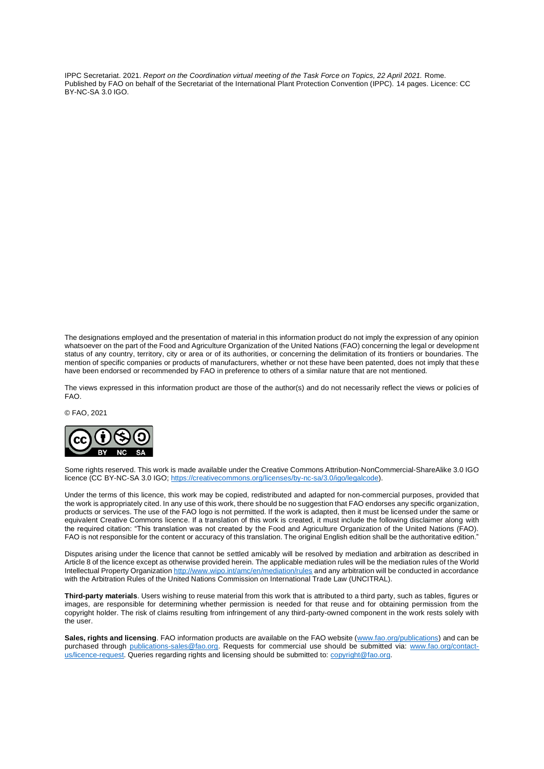IPPC Secretariat. 2021. *Report on the Coordination virtual meeting of the Task Force on Topics, 22 April 2021.* Rome. Published by FAO on behalf of the Secretariat of the International Plant Protection Convention (IPPC). 14 pages. Licence: CC BY-NC-SA 3.0 IGO.

The designations employed and the presentation of material in this information product do not imply the expression of any opinion whatsoever on the part of the Food and Agriculture Organization of the United Nations (FAO) concerning the legal or development status of any country, territory, city or area or of its authorities, or concerning the delimitation of its frontiers or boundaries. The mention of specific companies or products of manufacturers, whether or not these have been patented, does not imply that these have been endorsed or recommended by FAO in preference to others of a similar nature that are not mentioned.

The views expressed in this information product are those of the author(s) and do not necessarily reflect the views or policies of FAO.

© FAO, 2021

Some rights reserved. This work is made available under the Creative Commons Attribution-NonCommercial-ShareAlike 3.0 IGO licence (CC BY-NC-SA 3.0 IGO; https://creativecommons.org/licenses/by-nc-sa/3.0/igo/legalcode).

Under the terms of this licence, this work may be copied, redistributed and adapted for non-commercial purposes, provided that the work is appropriately cited. In any use of this work, there should be no suggestion that FAO endorses any specific organization, products or services. The use of the FAO logo is not permitted. If the work is adapted, then it must be licensed under the same or equivalent Creative Commons licence. If a translation of this work is created, it must include the following disclaimer along with the required citation: "This translation was not created by the Food and Agriculture Organization of the United Nations (FAO). FAO is not responsible for the content or accuracy of this translation. The original English edition shall be the authoritative edition."

Disputes arising under the licence that cannot be settled amicably will be resolved by mediation and arbitration as described in Article 8 of the licence except as otherwise provided herein. The applicable mediation rules will be the mediation rules of the World Intellectual Property Organization http://www.wipo.int/amc/en/mediation/rules and any arbitration will be conducted in accordance with the Arbitration Rules of the United Nations Commission on International Trade Law (UNCITRAL).

**Third-party materials**. Users wishing to reuse material from this work that is attributed to a third party, such as tables, figures or images, are responsible for determining whether permission is needed for that reuse and for obtaining permission from the copyright holder. The risk of claims resulting from infringement of any third-party-owned component in the work rests solely with the user.

**Sales, rights and licensing**. FAO information products are available on the FAO website (www.fao.org/publications) and can be purchased through publications-sales@fao.org. Requests for commercial use should be submitted via: www.fao.org/contact-us/licence-request. Queries regarding rights and licensing should be submitted to: copyright@fao.org.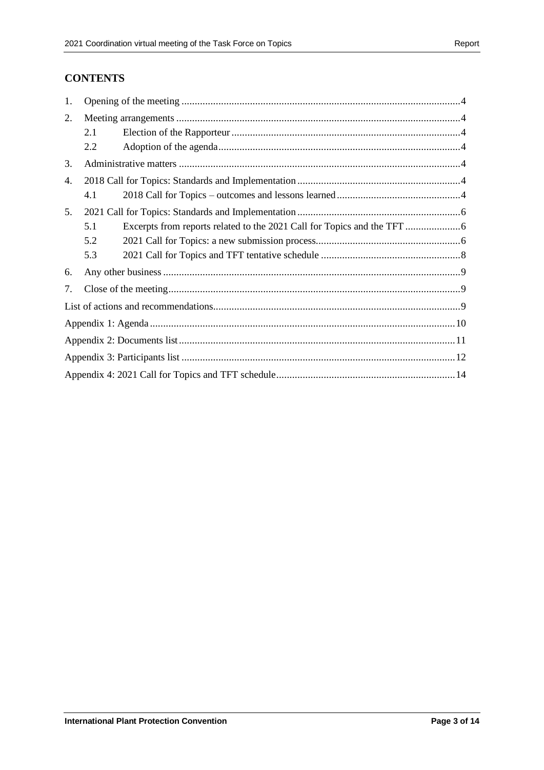## CONTENTS

1. Opening of the meeting ..... 4
2. Meeting arrangements ..... 4
   - 2.1 Election of the Rapporteur ..... 4
   - 2.2 Adoption of the agenda ..... 4
3. Administrative matters ..... 4
4. 2018 Call for Topics: Standards and Implementation ..... 4
   - 4.1 2018 Call for Topics – outcomes and lessons learned ..... 4
5. 2021 Call for Topics: Standards and Implementation ..... 6
   - 5.1 Excerpts from reports related to the 2021 Call for Topics and the TFT ..... 6
   - 5.2 2021 Call for Topics: a new submission process ..... 6
   - 5.3 2021 Call for Topics and TFT tentative schedule ..... 8
6. Any other business ..... 9
7. Close of the meeting ..... 9

List of actions and recommendations ..... 9

Appendix 1: Agenda ..... 10

Appendix 2: Documents list ..... 11

Appendix 3: Participants list ..... 12

Appendix 4: 2021 Call for Topics and TFT schedule ..... 14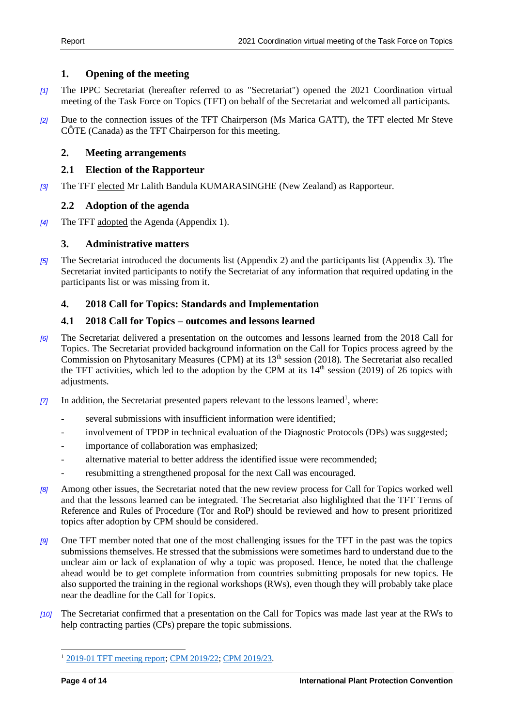## 1. Opening of the meeting

*[1]* The IPPC Secretariat (hereafter referred to as "Secretariat") opened the 2021 Coordination virtual meeting of the Task Force on Topics (TFT) on behalf of the Secretariat and welcomed all participants.

*[2]* Due to the connection issues of the TFT Chairperson (Ms Marica GATT), the TFT elected Mr Steve CÔTE (Canada) as the TFT Chairperson for this meeting.

## 2. Meeting arrangements

### 2.1 Election of the Rapporteur

*[3]* The TFT elected Mr Lalith Bandula KUMARASINGHE (New Zealand) as Rapporteur.

### 2.2 Adoption of the agenda

*[4]* The TFT adopted the Agenda (Appendix 1).

## 3. Administrative matters

*[5]* The Secretariat introduced the documents list (Appendix 2) and the participants list (Appendix 3). The Secretariat invited participants to notify the Secretariat of any information that required updating in the participants list or was missing from it.

## 4. 2018 Call for Topics: Standards and Implementation

### 4.1 2018 Call for Topics – outcomes and lessons learned

*[6]* The Secretariat delivered a presentation on the outcomes and lessons learned from the 2018 Call for Topics. The Secretariat provided background information on the Call for Topics process agreed by the Commission on Phytosanitary Measures (CPM) at its 13th session (2018). The Secretariat also recalled the TFT activities, which led to the adoption by the CPM at its 14th session (2019) of 26 topics with adjustments.

*[7]* In addition, the Secretariat presented papers relevant to the lessons learned[1], where:

- several submissions with insufficient information were identified;
- involvement of TPDP in technical evaluation of the Diagnostic Protocols (DPs) was suggested;
- importance of collaboration was emphasized;
- alternative material to better address the identified issue were recommended;
- resubmitting a strengthened proposal for the next Call was encouraged.

*[8]* Among other issues, the Secretariat noted that the new review process for Call for Topics worked well and that the lessons learned can be integrated. The Secretariat also highlighted that the TFT Terms of Reference and Rules of Procedure (Tor and RoP) should be reviewed and how to present prioritized topics after adoption by CPM should be considered.

*[9]* One TFT member noted that one of the most challenging issues for the TFT in the past was the topics submissions themselves. He stressed that the submissions were sometimes hard to understand due to the unclear aim or lack of explanation of why a topic was proposed. Hence, he noted that the challenge ahead would be to get complete information from countries submitting proposals for new topics. He also supported the training in the regional workshops (RWs), even though they will probably take place near the deadline for the Call for Topics.

*[10]* The Secretariat confirmed that a presentation on the Call for Topics was made last year at the RWs to help contracting parties (CPs) prepare the topic submissions.

---

[1] 2019-01 TFT meeting report; CPM 2019/22; CPM 2019/23.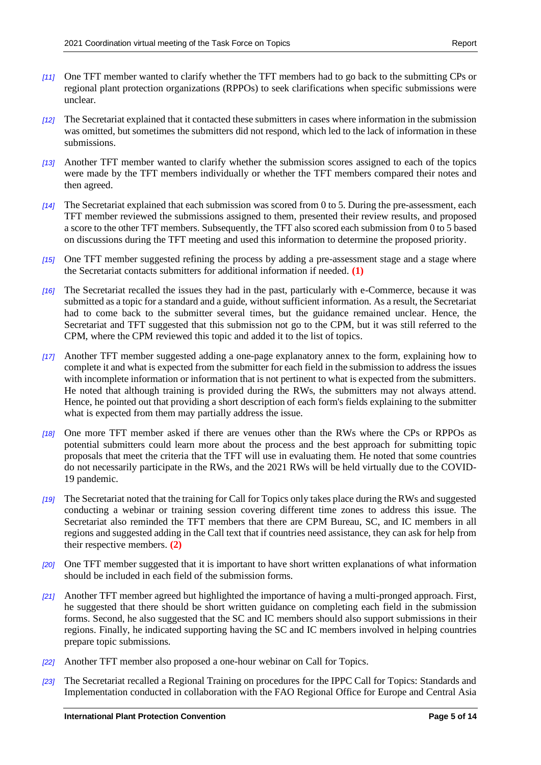[11] One TFT member wanted to clarify whether the TFT members had to go back to the submitting CPs or regional plant protection organizations (RPPOs) to seek clarifications when specific submissions were unclear.

[12] The Secretariat explained that it contacted these submitters in cases where information in the submission was omitted, but sometimes the submitters did not respond, which led to the lack of information in these submissions.

[13] Another TFT member wanted to clarify whether the submission scores assigned to each of the topics were made by the TFT members individually or whether the TFT members compared their notes and then agreed.

[14] The Secretariat explained that each submission was scored from 0 to 5. During the pre-assessment, each TFT member reviewed the submissions assigned to them, presented their review results, and proposed a score to the other TFT members. Subsequently, the TFT also scored each submission from 0 to 5 based on discussions during the TFT meeting and used this information to determine the proposed priority.

[15] One TFT member suggested refining the process by adding a pre-assessment stage and a stage where the Secretariat contacts submitters for additional information if needed. **(1)**

[16] The Secretariat recalled the issues they had in the past, particularly with e-Commerce, because it was submitted as a topic for a standard and a guide, without sufficient information. As a result, the Secretariat had to come back to the submitter several times, but the guidance remained unclear. Hence, the Secretariat and TFT suggested that this submission not go to the CPM, but it was still referred to the CPM, where the CPM reviewed this topic and added it to the list of topics.

[17] Another TFT member suggested adding a one-page explanatory annex to the form, explaining how to complete it and what is expected from the submitter for each field in the submission to address the issues with incomplete information or information that is not pertinent to what is expected from the submitters. He noted that although training is provided during the RWs, the submitters may not always attend. Hence, he pointed out that providing a short description of each form's fields explaining to the submitter what is expected from them may partially address the issue.

[18] One more TFT member asked if there are venues other than the RWs where the CPs or RPPOs as potential submitters could learn more about the process and the best approach for submitting topic proposals that meet the criteria that the TFT will use in evaluating them. He noted that some countries do not necessarily participate in the RWs, and the 2021 RWs will be held virtually due to the COVID-19 pandemic.

[19] The Secretariat noted that the training for Call for Topics only takes place during the RWs and suggested conducting a webinar or training session covering different time zones to address this issue. The Secretariat also reminded the TFT members that there are CPM Bureau, SC, and IC members in all regions and suggested adding in the Call text that if countries need assistance, they can ask for help from their respective members. **(2)**

[20] One TFT member suggested that it is important to have short written explanations of what information should be included in each field of the submission forms.

[21] Another TFT member agreed but highlighted the importance of having a multi-pronged approach. First, he suggested that there should be short written guidance on completing each field in the submission forms. Second, he also suggested that the SC and IC members should also support submissions in their regions. Finally, he indicated supporting having the SC and IC members involved in helping countries prepare topic submissions.

[22] Another TFT member also proposed a one-hour webinar on Call for Topics.

[23] The Secretariat recalled a Regional Training on procedures for the IPPC Call for Topics: Standards and Implementation conducted in collaboration with the FAO Regional Office for Europe and Central Asia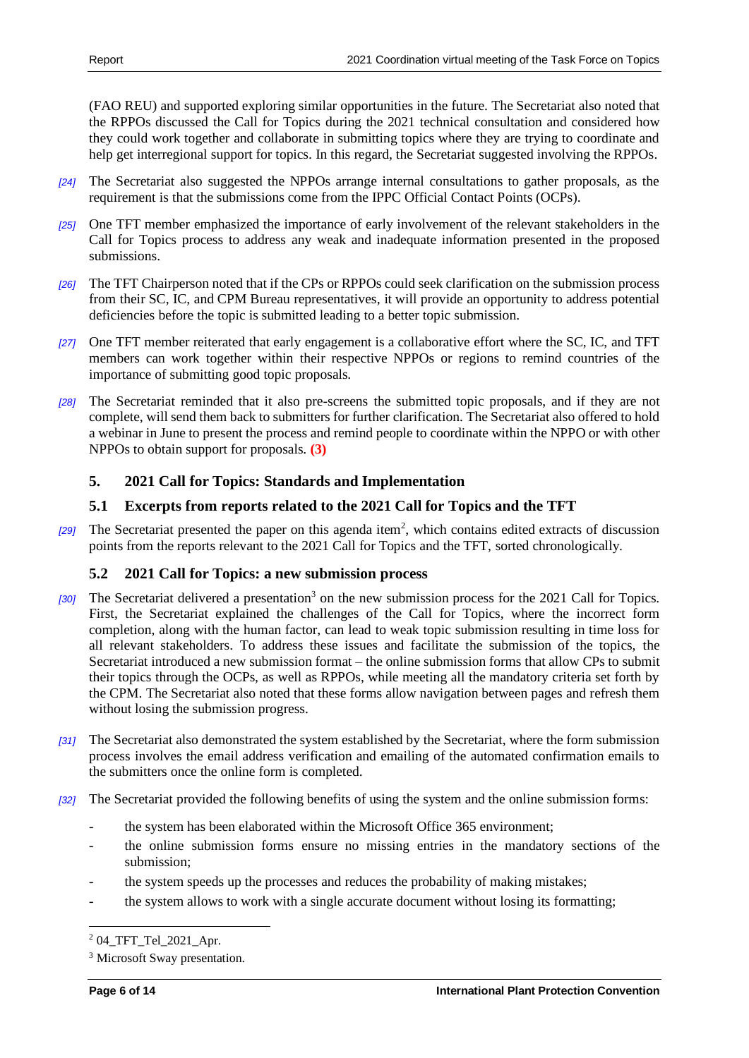(FAO REU) and supported exploring similar opportunities in the future. The Secretariat also noted that the RPPOs discussed the Call for Topics during the 2021 technical consultation and considered how they could work together and collaborate in submitting topics where they are trying to coordinate and help get interregional support for topics. In this regard, the Secretariat suggested involving the RPPOs.

*[24]* The Secretariat also suggested the NPPOs arrange internal consultations to gather proposals, as the requirement is that the submissions come from the IPPC Official Contact Points (OCPs).

*[25]* One TFT member emphasized the importance of early involvement of the relevant stakeholders in the Call for Topics process to address any weak and inadequate information presented in the proposed submissions.

*[26]* The TFT Chairperson noted that if the CPs or RPPOs could seek clarification on the submission process from their SC, IC, and CPM Bureau representatives, it will provide an opportunity to address potential deficiencies before the topic is submitted leading to a better topic submission.

*[27]* One TFT member reiterated that early engagement is a collaborative effort where the SC, IC, and TFT members can work together within their respective NPPOs or regions to remind countries of the importance of submitting good topic proposals.

*[28]* The Secretariat reminded that it also pre-screens the submitted topic proposals, and if they are not complete, will send them back to submitters for further clarification. The Secretariat also offered to hold a webinar in June to present the process and remind people to coordinate within the NPPO or with other NPPOs to obtain support for proposals. **(3)**

## 5. 2021 Call for Topics: Standards and Implementation

### 5.1 Excerpts from reports related to the 2021 Call for Topics and the TFT

*[29]* The Secretariat presented the paper on this agenda item[2], which contains edited extracts of discussion points from the reports relevant to the 2021 Call for Topics and the TFT, sorted chronologically.

### 5.2 2021 Call for Topics: a new submission process

*[30]* The Secretariat delivered a presentation[3] on the new submission process for the 2021 Call for Topics. First, the Secretariat explained the challenges of the Call for Topics, where the incorrect form completion, along with the human factor, can lead to weak topic submission resulting in time loss for all relevant stakeholders. To address these issues and facilitate the submission of the topics, the Secretariat introduced a new submission format – the online submission forms that allow CPs to submit their topics through the OCPs, as well as RPPOs, while meeting all the mandatory criteria set forth by the CPM. The Secretariat also noted that these forms allow navigation between pages and refresh them without losing the submission progress.

*[31]* The Secretariat also demonstrated the system established by the Secretariat, where the form submission process involves the email address verification and emailing of the automated confirmation emails to the submitters once the online form is completed.

*[32]* The Secretariat provided the following benefits of using the system and the online submission forms:

- the system has been elaborated within the Microsoft Office 365 environment;
- the online submission forms ensure no missing entries in the mandatory sections of the submission;
- the system speeds up the processes and reduces the probability of making mistakes;
- the system allows to work with a single accurate document without losing its formatting;

[2] 04_TFT_Tel_2021_Apr.

[3] Microsoft Sway presentation.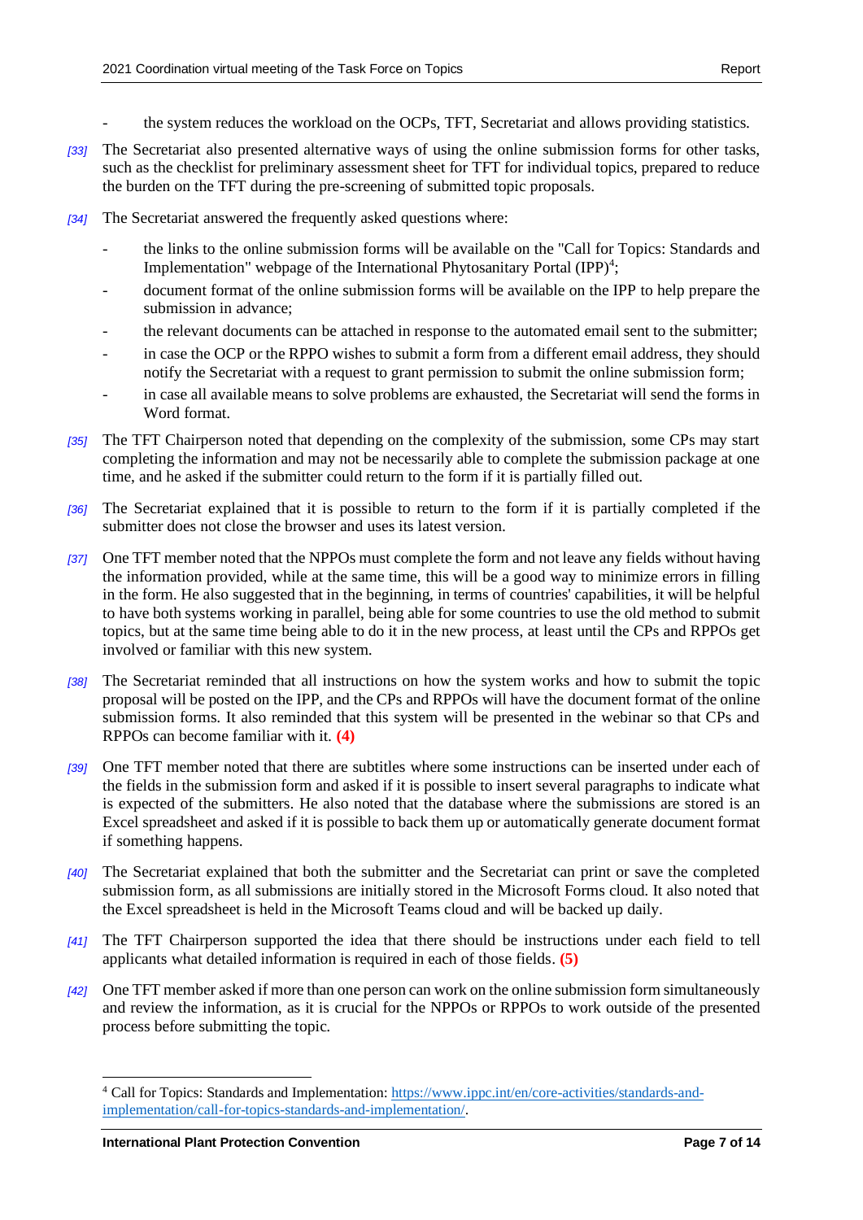- the system reduces the workload on the OCPs, TFT, Secretariat and allows providing statistics.

*[33]* The Secretariat also presented alternative ways of using the online submission forms for other tasks, such as the checklist for preliminary assessment sheet for TFT for individual topics, prepared to reduce the burden on the TFT during the pre-screening of submitted topic proposals.

*[34]* The Secretariat answered the frequently asked questions where:

- the links to the online submission forms will be available on the "Call for Topics: Standards and Implementation" webpage of the International Phytosanitary Portal (IPP)[4];
- document format of the online submission forms will be available on the IPP to help prepare the submission in advance;
- the relevant documents can be attached in response to the automated email sent to the submitter;
- in case the OCP or the RPPO wishes to submit a form from a different email address, they should notify the Secretariat with a request to grant permission to submit the online submission form;
- in case all available means to solve problems are exhausted, the Secretariat will send the forms in Word format.

*[35]* The TFT Chairperson noted that depending on the complexity of the submission, some CPs may start completing the information and may not be necessarily able to complete the submission package at one time, and he asked if the submitter could return to the form if it is partially filled out.

*[36]* The Secretariat explained that it is possible to return to the form if it is partially completed if the submitter does not close the browser and uses its latest version.

*[37]* One TFT member noted that the NPPOs must complete the form and not leave any fields without having the information provided, while at the same time, this will be a good way to minimize errors in filling in the form. He also suggested that in the beginning, in terms of countries' capabilities, it will be helpful to have both systems working in parallel, being able for some countries to use the old method to submit topics, but at the same time being able to do it in the new process, at least until the CPs and RPPOs get involved or familiar with this new system.

*[38]* The Secretariat reminded that all instructions on how the system works and how to submit the topic proposal will be posted on the IPP, and the CPs and RPPOs will have the document format of the online submission forms. It also reminded that this system will be presented in the webinar so that CPs and RPPOs can become familiar with it. **(4)**

*[39]* One TFT member noted that there are subtitles where some instructions can be inserted under each of the fields in the submission form and asked if it is possible to insert several paragraphs to indicate what is expected of the submitters. He also noted that the database where the submissions are stored is an Excel spreadsheet and asked if it is possible to back them up or automatically generate document format if something happens.

*[40]* The Secretariat explained that both the submitter and the Secretariat can print or save the completed submission form, as all submissions are initially stored in the Microsoft Forms cloud. It also noted that the Excel spreadsheet is held in the Microsoft Teams cloud and will be backed up daily.

*[41]* The TFT Chairperson supported the idea that there should be instructions under each field to tell applicants what detailed information is required in each of those fields. **(5)**

*[42]* One TFT member asked if more than one person can work on the online submission form simultaneously and review the information, as it is crucial for the NPPOs or RPPOs to work outside of the presented process before submitting the topic.

---

[4] Call for Topics: Standards and Implementation: https://www.ippc.int/en/core-activities/standards-and-implementation/call-for-topics-standards-and-implementation/.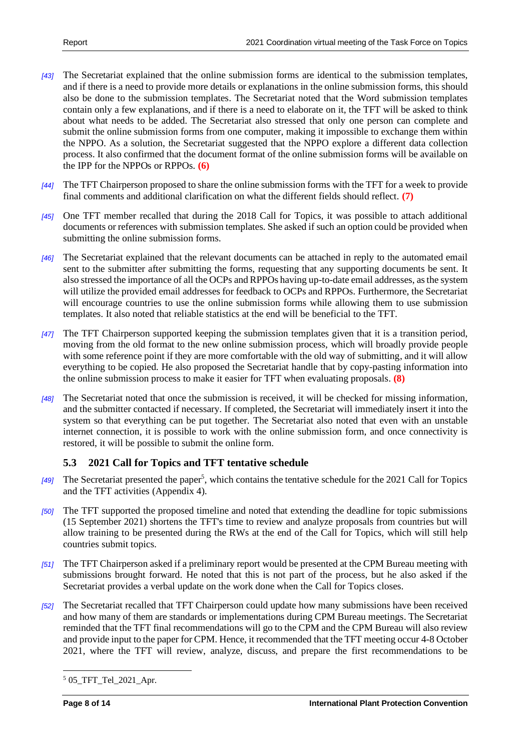[43] The Secretariat explained that the online submission forms are identical to the submission templates, and if there is a need to provide more details or explanations in the online submission forms, this should also be done to the submission templates. The Secretariat noted that the Word submission templates contain only a few explanations, and if there is a need to elaborate on it, the TFT will be asked to think about what needs to be added. The Secretariat also stressed that only one person can complete and submit the online submission forms from one computer, making it impossible to exchange them within the NPPO. As a solution, the Secretariat suggested that the NPPO explore a different data collection process. It also confirmed that the document format of the online submission forms will be available on the IPP for the NPPOs or RPPOs. **(6)**

[44] The TFT Chairperson proposed to share the online submission forms with the TFT for a week to provide final comments and additional clarification on what the different fields should reflect. **(7)**

[45] One TFT member recalled that during the 2018 Call for Topics, it was possible to attach additional documents or references with submission templates. She asked if such an option could be provided when submitting the online submission forms.

[46] The Secretariat explained that the relevant documents can be attached in reply to the automated email sent to the submitter after submitting the forms, requesting that any supporting documents be sent. It also stressed the importance of all the OCPs and RPPOs having up-to-date email addresses, as the system will utilize the provided email addresses for feedback to OCPs and RPPOs. Furthermore, the Secretariat will encourage countries to use the online submission forms while allowing them to use submission templates. It also noted that reliable statistics at the end will be beneficial to the TFT.

[47] The TFT Chairperson supported keeping the submission templates given that it is a transition period, moving from the old format to the new online submission process, which will broadly provide people with some reference point if they are more comfortable with the old way of submitting, and it will allow everything to be copied. He also proposed the Secretariat handle that by copy-pasting information into the online submission process to make it easier for TFT when evaluating proposals. **(8)**

[48] The Secretariat noted that once the submission is received, it will be checked for missing information, and the submitter contacted if necessary. If completed, the Secretariat will immediately insert it into the system so that everything can be put together. The Secretariat also noted that even with an unstable internet connection, it is possible to work with the online submission form, and once connectivity is restored, it will be possible to submit the online form.

### 5.3 2021 Call for Topics and TFT tentative schedule

[49] The Secretariat presented the paper[5], which contains the tentative schedule for the 2021 Call for Topics and the TFT activities (Appendix 4).

[50] The TFT supported the proposed timeline and noted that extending the deadline for topic submissions (15 September 2021) shortens the TFT's time to review and analyze proposals from countries but will allow training to be presented during the RWs at the end of the Call for Topics, which will still help countries submit topics.

[51] The TFT Chairperson asked if a preliminary report would be presented at the CPM Bureau meeting with submissions brought forward. He noted that this is not part of the process, but he also asked if the Secretariat provides a verbal update on the work done when the Call for Topics closes.

[52] The Secretariat recalled that TFT Chairperson could update how many submissions have been received and how many of them are standards or implementations during CPM Bureau meetings. The Secretariat reminded that the TFT final recommendations will go to the CPM and the CPM Bureau will also review and provide input to the paper for CPM. Hence, it recommended that the TFT meeting occur 4-8 October 2021, where the TFT will review, analyze, discuss, and prepare the first recommendations to be

[5] 05_TFT_Tel_2021_Apr.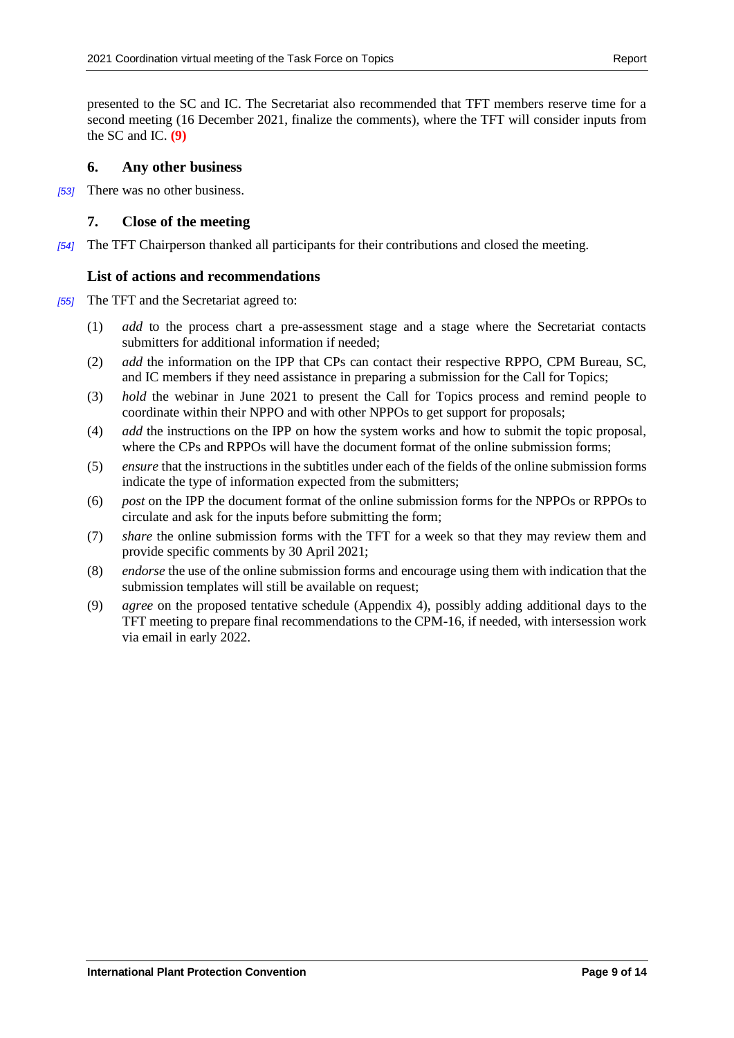presented to the SC and IC. The Secretariat also recommended that TFT members reserve time for a second meeting (16 December 2021, finalize the comments), where the TFT will consider inputs from the SC and IC. **(9)**

## 6. Any other business

*[53]* There was no other business.

## 7. Close of the meeting

*[54]* The TFT Chairperson thanked all participants for their contributions and closed the meeting.

## List of actions and recommendations

*[55]* The TFT and the Secretariat agreed to:

(1) *add* to the process chart a pre-assessment stage and a stage where the Secretariat contacts submitters for additional information if needed;

(2) *add* the information on the IPP that CPs can contact their respective RPPO, CPM Bureau, SC, and IC members if they need assistance in preparing a submission for the Call for Topics;

(3) *hold* the webinar in June 2021 to present the Call for Topics process and remind people to coordinate within their NPPO and with other NPPOs to get support for proposals;

(4) *add* the instructions on the IPP on how the system works and how to submit the topic proposal, where the CPs and RPPOs will have the document format of the online submission forms;

(5) *ensure* that the instructions in the subtitles under each of the fields of the online submission forms indicate the type of information expected from the submitters;

(6) *post* on the IPP the document format of the online submission forms for the NPPOs or RPPOs to circulate and ask for the inputs before submitting the form;

(7) *share* the online submission forms with the TFT for a week so that they may review them and provide specific comments by 30 April 2021;

(8) *endorse* the use of the online submission forms and encourage using them with indication that the submission templates will still be available on request;

(9) *agree* on the proposed tentative schedule (Appendix 4), possibly adding additional days to the TFT meeting to prepare final recommendations to the CPM-16, if needed, with intersession work via email in early 2022.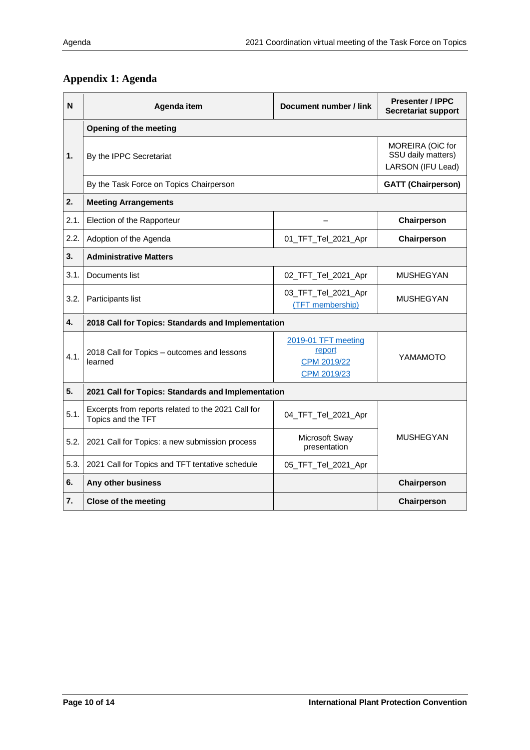## Appendix 1: Agenda

| N | Agenda item | Document number / link | Presenter / IPPC Secretariat support |
|---|---|---|---|
| 1. | **Opening of the meeting** | | |
| | By the IPPC Secretariat | | MOREIRA (OiC for SSU daily matters)<br>LARSON (IFU Lead) |
| | By the Task Force on Topics Chairperson | | **GATT (Chairperson)** |
| **2.** | **Meeting Arrangements** | | |
| 2.1. | Election of the Rapporteur | – | **Chairperson** |
| 2.2. | Adoption of the Agenda | 01_TFT_Tel_2021_Apr | **Chairperson** |
| **3.** | **Administrative Matters** | | |
| 3.1. | Documents list | 02_TFT_Tel_2021_Apr | MUSHEGYAN |
| 3.2. | Participants list | 03_TFT_Tel_2021_Apr<br>(TFT membership) | MUSHEGYAN |
| **4.** | **2018 Call for Topics: Standards and Implementation** | | |
| 4.1. | 2018 Call for Topics – outcomes and lessons learned | 2019-01 TFT meeting report<br>CPM 2019/22<br>CPM 2019/23 | YAMAMOTO |
| **5.** | **2021 Call for Topics: Standards and Implementation** | | |
| 5.1. | Excerpts from reports related to the 2021 Call for Topics and the TFT | 04_TFT_Tel_2021_Apr | MUSHEGYAN |
| 5.2. | 2021 Call for Topics: a new submission process | Microsoft Sway presentation | |
| 5.3. | 2021 Call for Topics and TFT tentative schedule | 05_TFT_Tel_2021_Apr | |
| **6.** | **Any other business** | | **Chairperson** |
| **7.** | **Close of the meeting** | | **Chairperson** |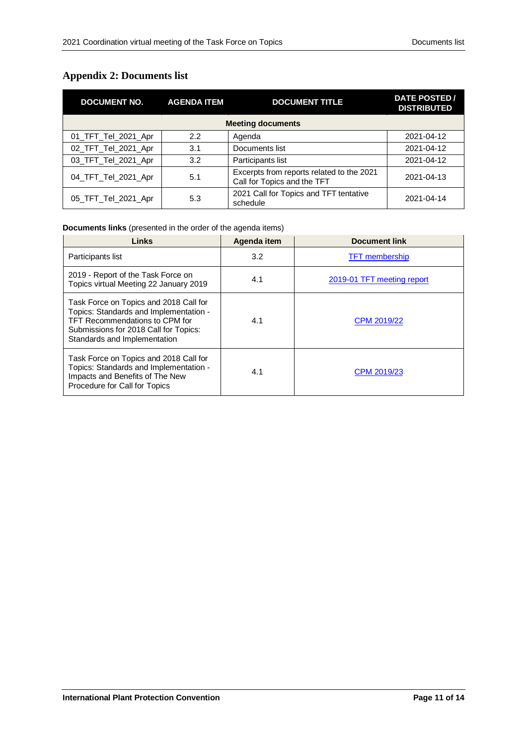## Appendix 2: Documents list

| DOCUMENT NO. | AGENDA ITEM | DOCUMENT TITLE | DATE POSTED / DISTRIBUTED |
|---|---|---|---|
| **Meeting documents** | | | |
| 01_TFT_Tel_2021_Apr | 2.2 | Agenda | 2021-04-12 |
| 02_TFT_Tel_2021_Apr | 3.1 | Documents list | 2021-04-12 |
| 03_TFT_Tel_2021_Apr | 3.2 | Participants list | 2021-04-12 |
| 04_TFT_Tel_2021_Apr | 5.1 | Excerpts from reports related to the 2021 Call for Topics and the TFT | 2021-04-13 |
| 05_TFT_Tel_2021_Apr | 5.3 | 2021 Call for Topics and TFT tentative schedule | 2021-04-14 |

**Documents links** (presented in the order of the agenda items)

| Links | Agenda item | Document link |
|---|---|---|
| Participants list | 3.2 | TFT membership |
| 2019 - Report of the Task Force on Topics virtual Meeting 22 January 2019 | 4.1 | 2019-01 TFT meeting report |
| Task Force on Topics and 2018 Call for Topics: Standards and Implementation - TFT Recommendations to CPM for Submissions for 2018 Call for Topics: Standards and Implementation | 4.1 | CPM 2019/22 |
| Task Force on Topics and 2018 Call for Topics: Standards and Implementation - Impacts and Benefits of The New Procedure for Call for Topics | 4.1 | CPM 2019/23 |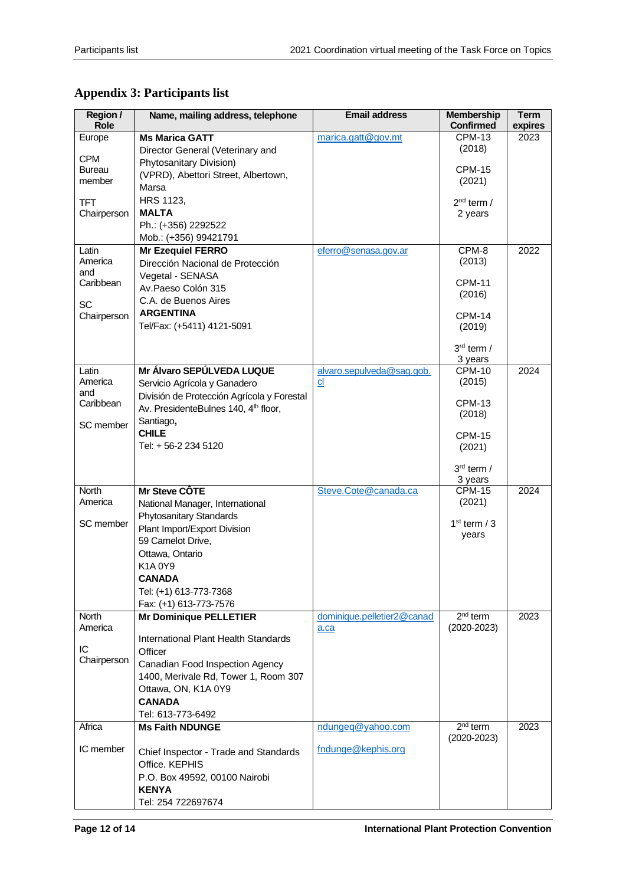## Appendix 3: Participants list

| Region / Role | Name, mailing address, telephone | Email address | Membership Confirmed | Term expires |
|---|---|---|---|---|
| Europe<br><br>CPM Bureau member<br><br>TFT Chairperson | **Ms Marica GATT**<br>Director General (Veterinary and Phytosanitary Division)<br>(VPRD), Abettori Street, Albertown, Marsa<br>HRS 1123,<br>**MALTA**<br>Ph.: (+356) 2292522<br>Mob.: (+356) 99421791 | marica.gatt@gov.mt | CPM-13 (2018)<br><br>CPM-15 (2021)<br><br>2nd term / 2 years | 2023 |
| Latin America and Caribbean<br><br>SC Chairperson | **Mr Ezequiel FERRO**<br>Dirección Nacional de Protección Vegetal - SENASA<br>Av.Paeso Colón 315<br>C.A. de Buenos Aires<br>**ARGENTINA**<br>Tel/Fax: (+5411) 4121-5091 | eferro@senasa.gov.ar | CPM-8 (2013)<br><br>CPM-11 (2016)<br><br>CPM-14 (2019)<br><br>3rd term / 3 years | 2022 |
| Latin America and Caribbean<br><br>SC member | **Mr Álvaro SEPÚLVEDA LUQUE**<br>Servicio Agrícola y Ganadero<br>División de Protección Agrícola y Forestal<br>Av. PresidenteBulnes 140, 4th floor, Santiago,<br>**CHILE**<br>Tel: + 56-2 234 5120 | alvaro.sepulveda@sag.gob.cl | CPM-10 (2015)<br><br>CPM-13 (2018)<br><br>CPM-15 (2021)<br><br>3rd term / 3 years | 2024 |
| North America<br><br>SC member | **Mr Steve CÔTE**<br>National Manager, International Phytosanitary Standards<br>Plant Import/Export Division<br>59 Camelot Drive,<br>Ottawa, Ontario<br>K1A 0Y9<br>**CANADA**<br>Tel: (+1) 613-773-7368<br>Fax: (+1) 613-773-7576 | Steve.Cote@canada.ca | CPM-15 (2021)<br><br>1st term / 3 years | 2024 |
| North America<br><br>IC Chairperson | **Mr Dominique PELLETIER**<br><br>International Plant Health Standards Officer<br>Canadian Food Inspection Agency<br>1400, Merivale Rd, Tower 1, Room 307<br>Ottawa, ON, K1A 0Y9<br>**CANADA**<br>Tel: 613-773-6492 | dominique.pelletier2@canada.ca | 2nd term (2020-2023) | 2023 |
| Africa<br><br>IC member | **Ms Faith NDUNGE**<br><br>Chief Inspector - Trade and Standards Office. KEPHIS<br>P.O. Box 49592, 00100 Nairobi<br>**KENYA**<br>Tel: 254 722697674 | ndungeq@yahoo.com<br><br>fndunge@kephis.org | 2nd term (2020-2023) | 2023 |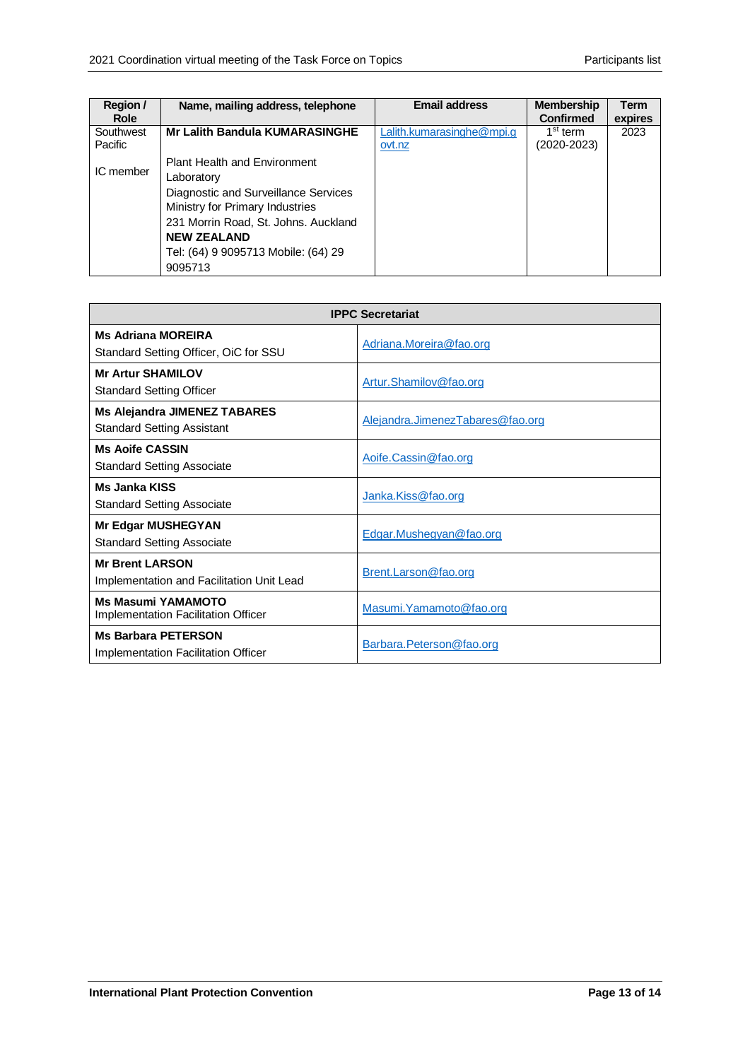| Region / Role | Name, mailing address, telephone | Email address | Membership Confirmed | Term expires |
|---|---|---|---|---|
| Southwest Pacific<br><br>IC member | **Mr Lalith Bandula KUMARASINGHE**<br><br>Plant Health and Environment Laboratory<br>Diagnostic and Surveillance Services<br>Ministry for Primary Industries<br>231 Morrin Road, St. Johns. Auckland<br>**NEW ZEALAND**<br>Tel: (64) 9 9095713 Mobile: (64) 29 9095713 | Lalith.kumarasinghe@mpi.govt.nz | 1st term (2020-2023) | 2023 |

| IPPC Secretariat | |
|---|---|
| **Ms Adriana MOREIRA**<br>Standard Setting Officer, OiC for SSU | Adriana.Moreira@fao.org |
| **Mr Artur SHAMILOV**<br>Standard Setting Officer | Artur.Shamilov@fao.org |
| **Ms Alejandra JIMENEZ TABARES**<br>Standard Setting Assistant | Alejandra.JimenezTabares@fao.org |
| **Ms Aoife CASSIN**<br>Standard Setting Associate | Aoife.Cassin@fao.org |
| **Ms Janka KISS**<br>Standard Setting Associate | Janka.Kiss@fao.org |
| **Mr Edgar MUSHEGYAN**<br>Standard Setting Associate | Edgar.Mushegyan@fao.org |
| **Mr Brent LARSON**<br>Implementation and Facilitation Unit Lead | Brent.Larson@fao.org |
| **Ms Masumi YAMAMOTO**<br>Implementation Facilitation Officer | Masumi.Yamamoto@fao.org |
| **Ms Barbara PETERSON**<br>Implementation Facilitation Officer | Barbara.Peterson@fao.org |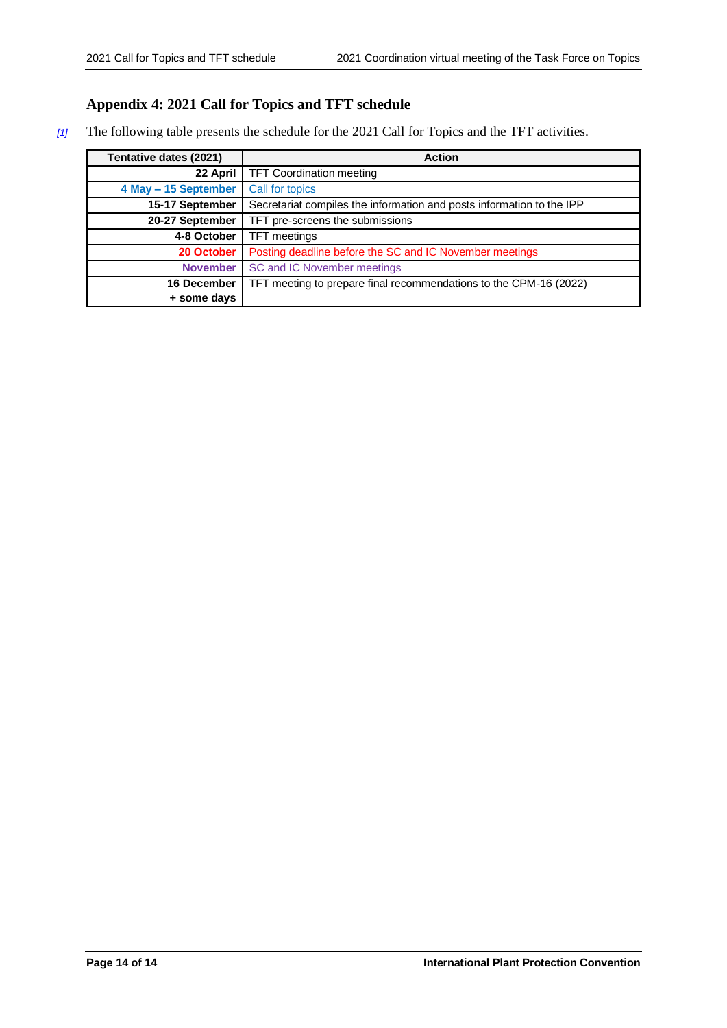## Appendix 4: 2021 Call for Topics and TFT schedule

*[1]* The following table presents the schedule for the 2021 Call for Topics and the TFT activities.

| Tentative dates (2021) | Action |
|---|---|
| **22 April** | TFT Coordination meeting |
| **4 May – 15 September** | Call for topics |
| **15-17 September** | Secretariat compiles the information and posts information to the IPP |
| **20-27 September** | TFT pre-screens the submissions |
| **4-8 October** | TFT meetings |
| **20 October** | Posting deadline before the SC and IC November meetings |
| **November** | SC and IC November meetings |
| **16 December + some days** | TFT meeting to prepare final recommendations to the CPM-16 (2022) |